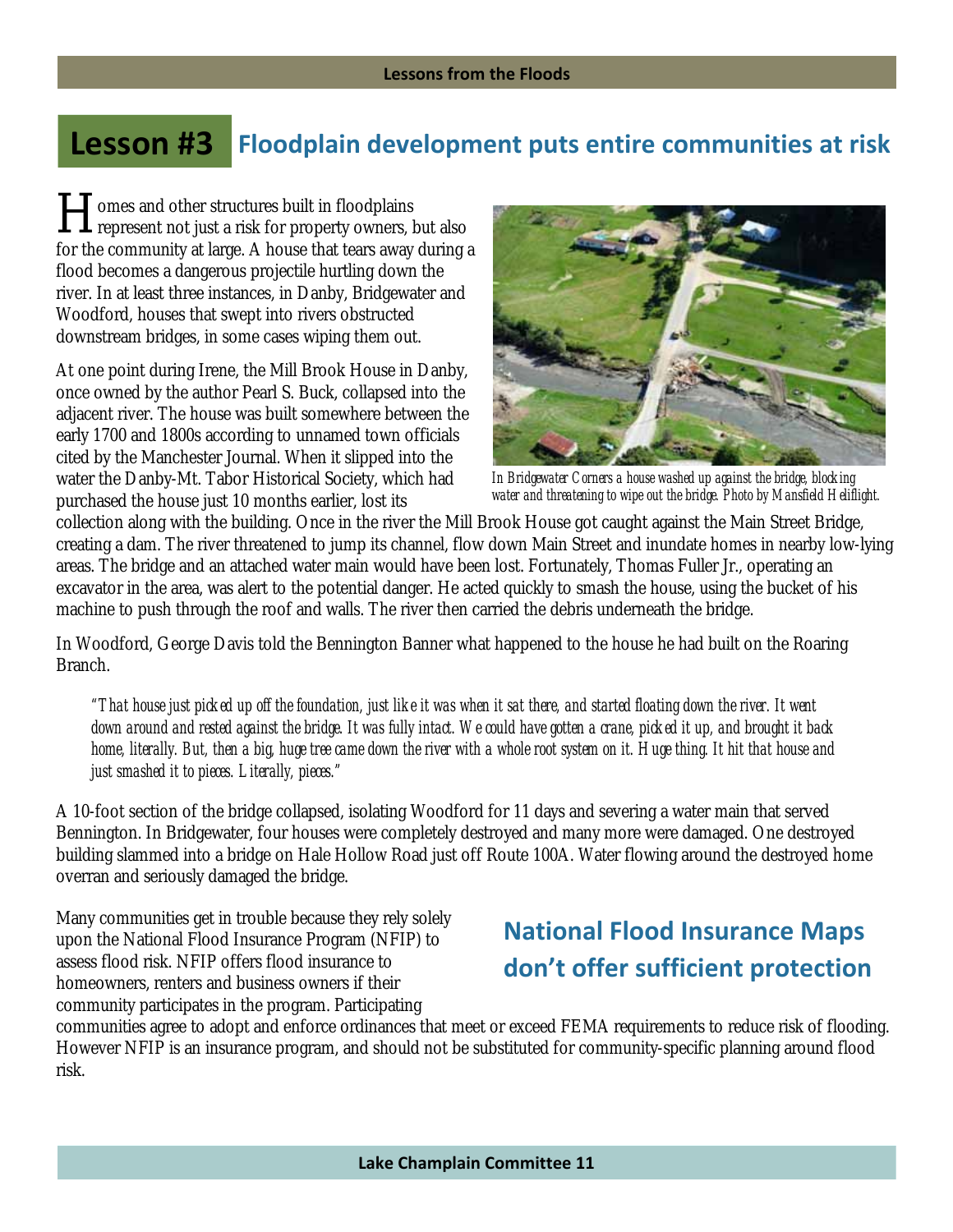# Lesson #3 Floodplain development puts entire communities at risk

Homes and other structures built in floodplains represent not just a risk for property owners, but also for the community at large. A house that tears away during a flood becomes a dangerous projectile hurtling down the river. In at least three instances, in Danby, Bridgewater and Woodford, houses that swept into rivers obstructed downstream bridges, in some cases wiping them out.

At one point during Irene, the Mill Brook House in Danby, once owned by the author Pearl S. Buck, collapsed into the adjacent river. The house was built somewhere between the early 1700 and 1800s according to unnamed town officials cited by the Manchester Journal. When it slipped into the water the Danby-Mt. Tabor Historical Society, which had purchased the house just 10 months earlier, lost its collection along with the building. Once in the river the Mill Brook House got caught against the Main Street Bridge, creating a dam. The river threatened to jump its channel, flow down Main Street and inundate homes in nearby low-lying areas. The bridge and an attached water main would have been lost. Fortunately, Thomas Fuller Jr., operating an excavator in the area, was alert to the potential danger. He acted quickly to smash the house, using the bucket of his machine to push through the roof and walls. The river then carried the debris underneath the bridge.

*In Bridgewater Corners a house washed up against the bridge, blocking water and threatening to wipe out the bridge. Photo by Mansfield Heliflight.*

In Woodford, George Davis told the Bennington Banner what happened to the house he had built on the Roaring Branch.

> *"That house just picked up off the foundation, just like it was when it sat there, and started floating down the river. It went down around and rested against the bridge. It was fully intact. We could have gotten a crane, picked it up, and brought it back home, literally. But, then a big, huge tree came down the river with a whole root system on it. Huge thing. It hit that house and just smashed it to pieces. Literally, pieces."*

A 10-foot section of the bridge collapsed, isolating Woodford for 11 days and severing a water main that served Bennington. In Bridgewater, four houses were completely destroyed and many more were damaged. One destroyed building slammed into a bridge on Hale Hollow Road just off Route 100A. Water flowing around the destroyed home overran and seriously damaged the bridge.

## National Flood Insurance Maps don't offer sufficient protection

Many communities get in trouble because they rely solely upon the National Flood Insurance Program (NFIP) to assess flood risk. NFIP offers flood insurance to homeowners, renters and business owners if their community participates in the program. Participating communities agree to adopt and enforce ordinances that meet or exceed FEMA requirements to reduce risk of flooding. However NFIP is an insurance program, and should not be substituted for community-specific planning around flood risk.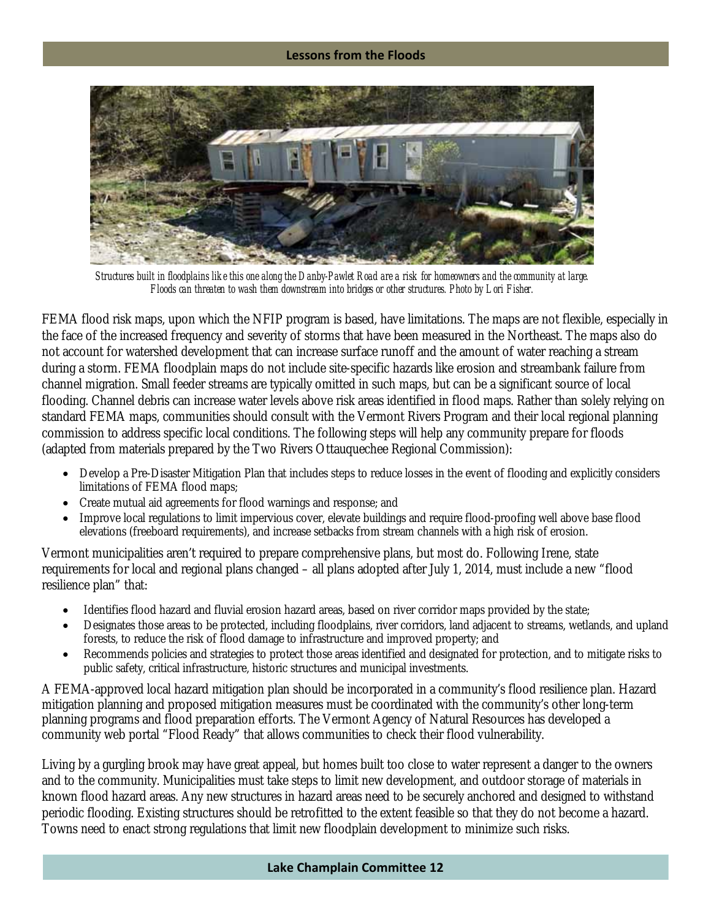## Lessons from the Floods

*Structures built in floodplains like this one along the Danby-Pawlet Road are a risk for homeowners and the community at large. Floods can threaten to wash them downstream into bridges or other structures. Photo by Lori Fisher.*

FEMA flood risk maps, upon which the NFIP program is based, have limitations. The maps are not flexible, especially in the face of the increased frequency and severity of storms that have been measured in the Northeast. The maps also do not account for watershed development that can increase surface runoff and the amount of water reaching a stream during a storm. FEMA floodplain maps do not include site-specific hazards like erosion and streambank failure from channel migration. Small feeder streams are typically omitted in such maps, but can be a significant source of local flooding. Channel debris can increase water levels above risk areas identified in flood maps. Rather than solely relying on standard FEMA maps, communities should consult with the Vermont Rivers Program and their local regional planning commission to address specific local conditions. The following steps will help any community prepare for floods (adapted from materials prepared by the Two Rivers Ottauquechee Regional Commission):

- Develop a Pre-Disaster Mitigation Plan that includes steps to reduce losses in the event of flooding and explicitly considers limitations of FEMA flood maps;
- Create mutual aid agreements for flood warnings and response; and
- Improve local regulations to limit impervious cover, elevate buildings and require flood-proofing well above base flood elevations (freeboard requirements), and increase setbacks from stream channels with a high risk of erosion.

Vermont municipalities aren't required to prepare comprehensive plans, but most do. Following Irene, state requirements for local and regional plans changed – all plans adopted after July 1, 2014, must include a new "flood resilience plan" that:

- Identifies flood hazard and fluvial erosion hazard areas, based on river corridor maps provided by the state;
- Designates those areas to be protected, including floodplains, river corridors, land adjacent to streams, wetlands, and upland forests, to reduce the risk of flood damage to infrastructure and improved property; and
- Recommends policies and strategies to protect those areas identified and designated for protection, and to mitigate risks to public safety, critical infrastructure, historic structures and municipal investments.

A FEMA-approved local hazard mitigation plan should be incorporated in a community's flood resilience plan. Hazard mitigation planning and proposed mitigation measures must be coordinated with the community's other long-term planning programs and flood preparation efforts. The Vermont Agency of Natural Resources has developed a community web portal "Flood Ready" that allows communities to check their flood vulnerability.

Living by a gurgling brook may have great appeal, but homes built too close to water represent a danger to the owners and to the community. Municipalities must take steps to limit new development, and outdoor storage of materials in known flood hazard areas. Any new structures in hazard areas need to be securely anchored and designed to withstand periodic flooding. Existing structures should be retrofitted to the extent feasible so that they do not become a hazard. Towns need to enact strong regulations that limit new floodplain development to minimize such risks.